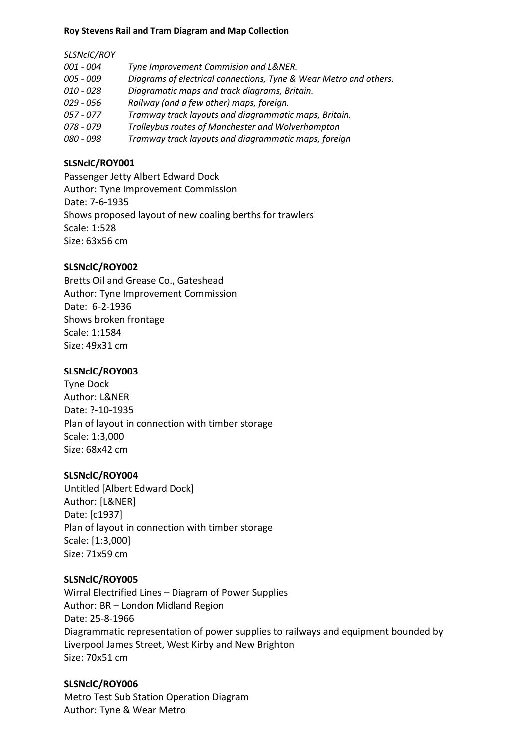**Roy Stevens Rail and Tram Diagram and Map Collection**

*SLSNclC/ROY*

| | |
|---|---|
| *001 - 004* | *Tyne Improvement Commision and L&NER.* |
| *005 - 009* | *Diagrams of electrical connections, Tyne & Wear Metro and others.* |
| *010 - 028* | *Diagramatic maps and track diagrams, Britain.* |
| *029 - 056* | *Railway (and a few other) maps, foreign.* |
| *057 - 077* | *Tramway track layouts and diagrammatic maps, Britain.* |
| *078 - 079* | *Trolleybus routes of Manchester and Wolverhampton* |
| *080 - 098* | *Tramway track layouts and diagrammatic maps, foreign* |

**SLSNclC/ROY001**

Passenger Jetty Albert Edward Dock
Author: Tyne Improvement Commission
Date: 7-6-1935
Shows proposed layout of new coaling berths for trawlers
Scale: 1:528
Size: 63x56 cm

**SLSNclC/ROY002**

Bretts Oil and Grease Co., Gateshead
Author: Tyne Improvement Commission
Date: 6-2-1936
Shows broken frontage
Scale: 1:1584
Size: 49x31 cm

**SLSNclC/ROY003**

Tyne Dock
Author: L&NER
Date: ?-10-1935
Plan of layout in connection with timber storage
Scale: 1:3,000
Size: 68x42 cm

**SLSNclC/ROY004**

Untitled [Albert Edward Dock]
Author: [L&NER]
Date: [c1937]
Plan of layout in connection with timber storage
Scale: [1:3,000]
Size: 71x59 cm

**SLSNclC/ROY005**

Wirral Electrified Lines – Diagram of Power Supplies
Author: BR – London Midland Region
Date: 25-8-1966
Diagrammatic representation of power supplies to railways and equipment bounded by Liverpool James Street, West Kirby and New Brighton
Size: 70x51 cm

**SLSNclC/ROY006**

Metro Test Sub Station Operation Diagram
Author: Tyne & Wear Metro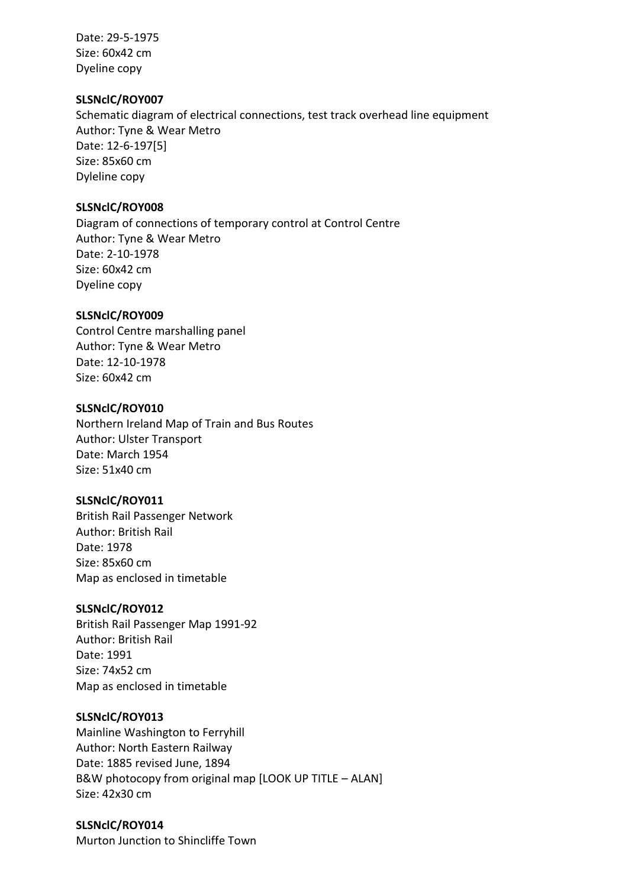Date: 29-5-1975
Size: 60x42 cm
Dyeline copy

**SLSNclC/ROY007**
Schematic diagram of electrical connections, test track overhead line equipment
Author: Tyne & Wear Metro
Date: 12-6-197[5]
Size: 85x60 cm
Dyleline copy

**SLSNclC/ROY008**
Diagram of connections of temporary control at Control Centre
Author: Tyne & Wear Metro
Date: 2-10-1978
Size: 60x42 cm
Dyeline copy

**SLSNclC/ROY009**
Control Centre marshalling panel
Author: Tyne & Wear Metro
Date: 12-10-1978
Size: 60x42 cm

**SLSNclC/ROY010**
Northern Ireland Map of Train and Bus Routes
Author: Ulster Transport
Date: March 1954
Size: 51x40 cm

**SLSNclC/ROY011**
British Rail Passenger Network
Author: British Rail
Date: 1978
Size: 85x60 cm
Map as enclosed in timetable

**SLSNclC/ROY012**
British Rail Passenger Map 1991-92
Author: British Rail
Date: 1991
Size: 74x52 cm
Map as enclosed in timetable

**SLSNclC/ROY013**
Mainline Washington to Ferryhill
Author: North Eastern Railway
Date: 1885 revised June, 1894
B&W photocopy from original map [LOOK UP TITLE – ALAN]
Size: 42x30 cm

**SLSNclC/ROY014**
Murton Junction to Shincliffe Town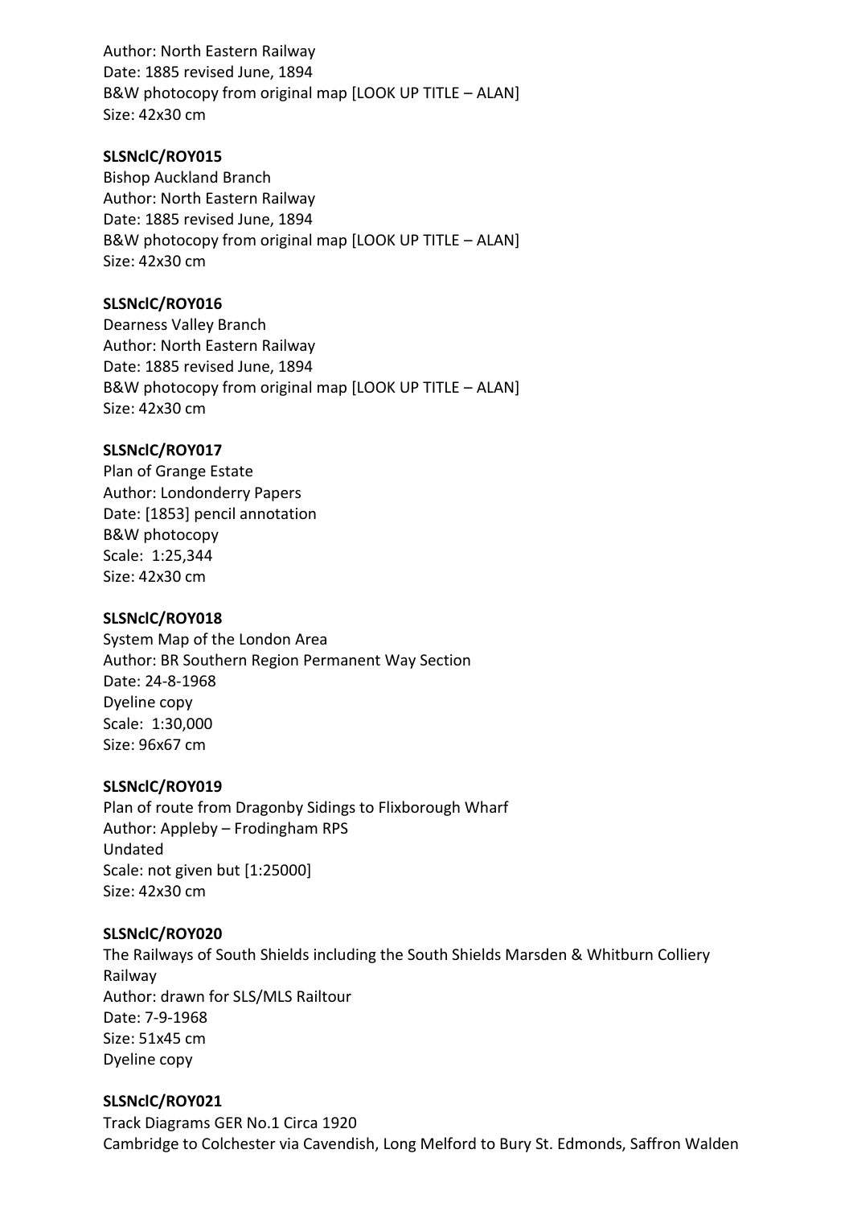Author: North Eastern Railway
Date: 1885 revised June, 1894
B&W photocopy from original map [LOOK UP TITLE – ALAN]
Size: 42x30 cm

**SLSNclC/ROY015**
Bishop Auckland Branch
Author: North Eastern Railway
Date: 1885 revised June, 1894
B&W photocopy from original map [LOOK UP TITLE – ALAN]
Size: 42x30 cm

**SLSNclC/ROY016**
Dearness Valley Branch
Author: North Eastern Railway
Date: 1885 revised June, 1894
B&W photocopy from original map [LOOK UP TITLE – ALAN]
Size: 42x30 cm

**SLSNclC/ROY017**
Plan of Grange Estate
Author: Londonderry Papers
Date: [1853] pencil annotation
B&W photocopy
Scale: 1:25,344
Size: 42x30 cm

**SLSNclC/ROY018**
System Map of the London Area
Author: BR Southern Region Permanent Way Section
Date: 24-8-1968
Dyeline copy
Scale: 1:30,000
Size: 96x67 cm

**SLSNclC/ROY019**
Plan of route from Dragonby Sidings to Flixborough Wharf
Author: Appleby – Frodingham RPS
Undated
Scale: not given but [1:25000]
Size: 42x30 cm

**SLSNclC/ROY020**
The Railways of South Shields including the South Shields Marsden & Whitburn Colliery Railway
Author: drawn for SLS/MLS Railtour
Date: 7-9-1968
Size: 51x45 cm
Dyeline copy

**SLSNclC/ROY021**
Track Diagrams GER No.1 Circa 1920
Cambridge to Colchester via Cavendish, Long Melford to Bury St. Edmonds, Saffron Walden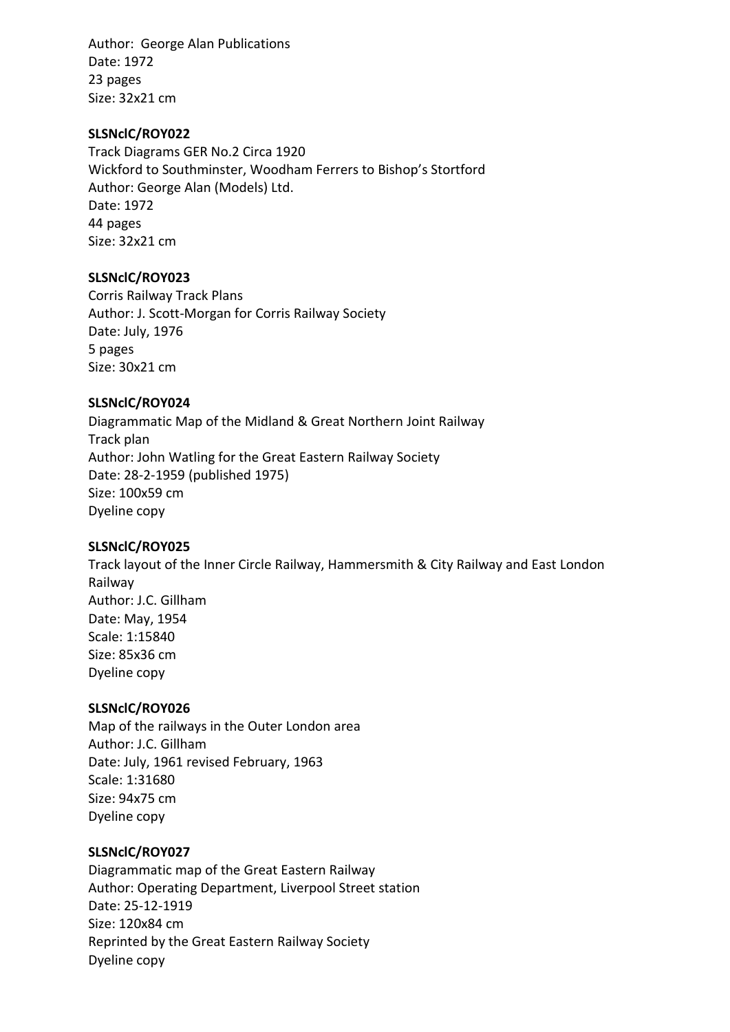Author: George Alan Publications
Date: 1972
23 pages
Size: 32x21 cm

**SLSNclC/ROY022**
Track Diagrams GER No.2 Circa 1920
Wickford to Southminster, Woodham Ferrers to Bishop's Stortford
Author: George Alan (Models) Ltd.
Date: 1972
44 pages
Size: 32x21 cm

**SLSNclC/ROY023**
Corris Railway Track Plans
Author: J. Scott-Morgan for Corris Railway Society
Date: July, 1976
5 pages
Size: 30x21 cm

**SLSNclC/ROY024**
Diagrammatic Map of the Midland & Great Northern Joint Railway
Track plan
Author: John Watling for the Great Eastern Railway Society
Date: 28-2-1959 (published 1975)
Size: 100x59 cm
Dyeline copy

**SLSNclC/ROY025**
Track layout of the Inner Circle Railway, Hammersmith & City Railway and East London Railway
Author: J.C. Gillham
Date: May, 1954
Scale: 1:15840
Size: 85x36 cm
Dyeline copy

**SLSNclC/ROY026**
Map of the railways in the Outer London area
Author: J.C. Gillham
Date: July, 1961 revised February, 1963
Scale: 1:31680
Size: 94x75 cm
Dyeline copy

**SLSNclC/ROY027**
Diagrammatic map of the Great Eastern Railway
Author: Operating Department, Liverpool Street station
Date: 25-12-1919
Size: 120x84 cm
Reprinted by the Great Eastern Railway Society
Dyeline copy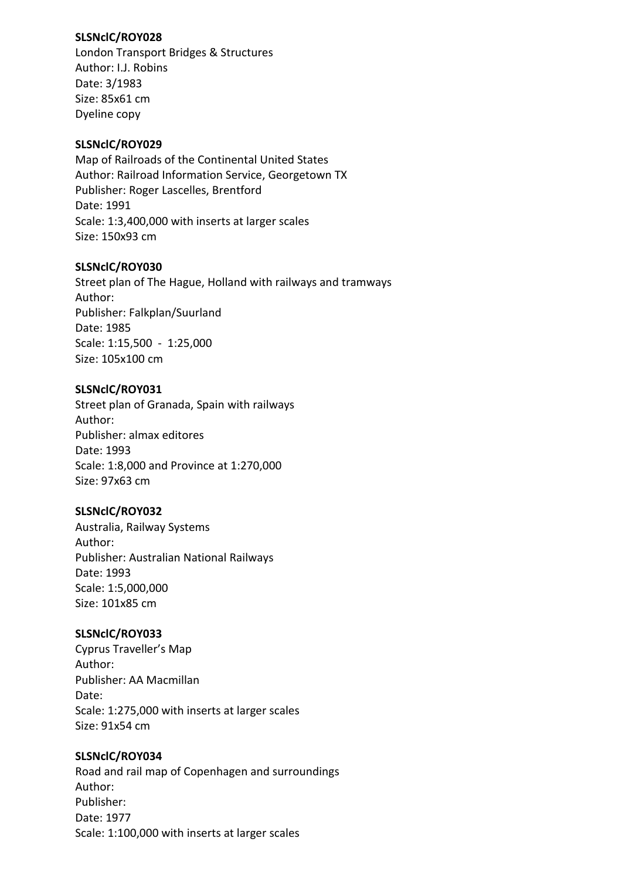**SLSNclC/ROY028**
London Transport Bridges & Structures
Author: I.J. Robins
Date: 3/1983
Size: 85x61 cm
Dyeline copy

**SLSNclC/ROY029**
Map of Railroads of the Continental United States
Author: Railroad Information Service, Georgetown TX
Publisher: Roger Lascelles, Brentford
Date: 1991
Scale: 1:3,400,000 with inserts at larger scales
Size: 150x93 cm

**SLSNclC/ROY030**
Street plan of The Hague, Holland with railways and tramways
Author:
Publisher: Falkplan/Suurland
Date: 1985
Scale: 1:15,500 - 1:25,000
Size: 105x100 cm

**SLSNclC/ROY031**
Street plan of Granada, Spain with railways
Author:
Publisher: almax editores
Date: 1993
Scale: 1:8,000 and Province at 1:270,000
Size: 97x63 cm

**SLSNclC/ROY032**
Australia, Railway Systems
Author:
Publisher: Australian National Railways
Date: 1993
Scale: 1:5,000,000
Size: 101x85 cm

**SLSNclC/ROY033**
Cyprus Traveller's Map
Author:
Publisher: AA Macmillan
Date:
Scale: 1:275,000 with inserts at larger scales
Size: 91x54 cm

**SLSNclC/ROY034**
Road and rail map of Copenhagen and surroundings
Author:
Publisher:
Date: 1977
Scale: 1:100,000 with inserts at larger scales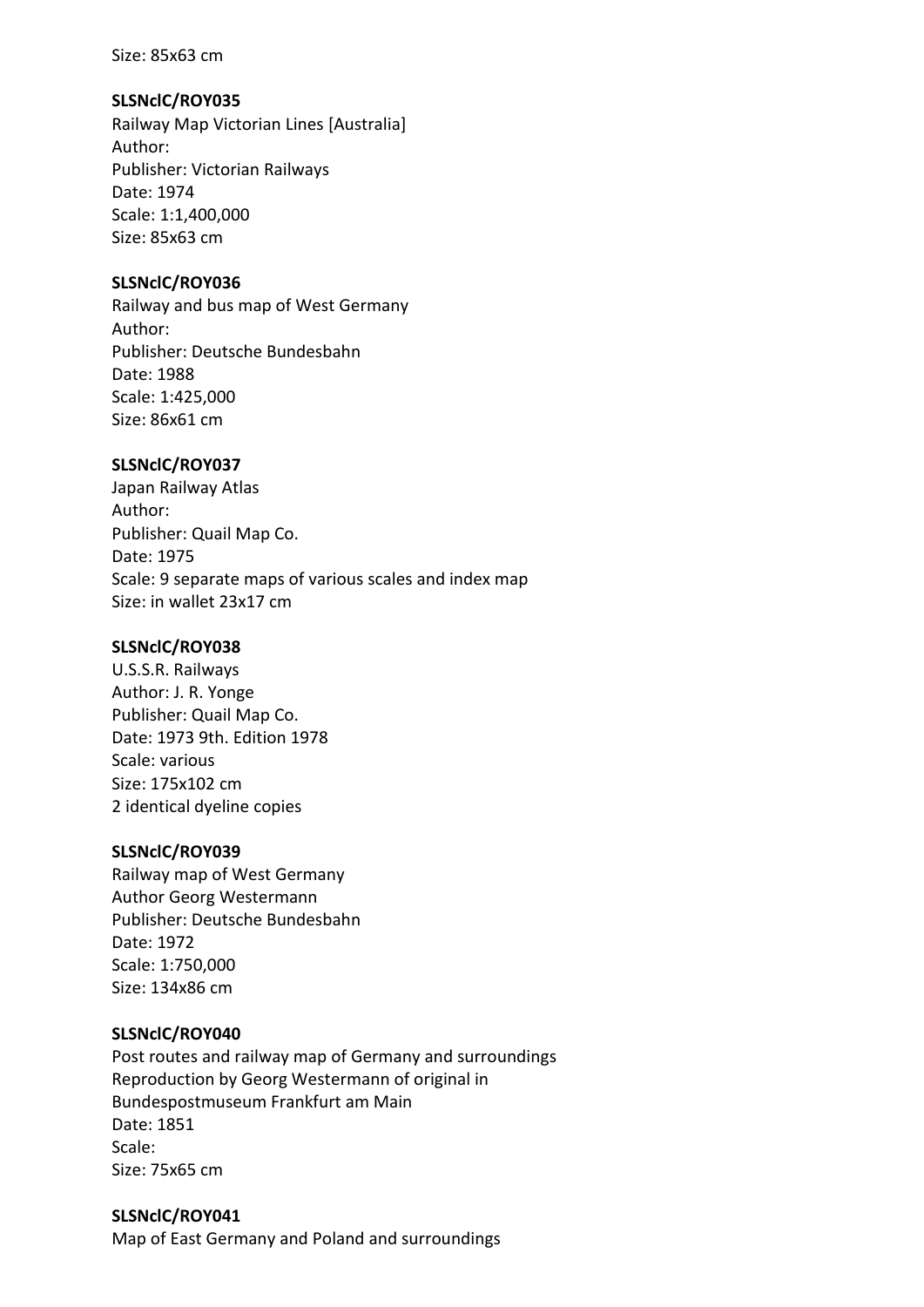Size: 85x63 cm

**SLSNclC/ROY035**
Railway Map Victorian Lines [Australia]
Author:
Publisher: Victorian Railways
Date: 1974
Scale: 1:1,400,000
Size: 85x63 cm

**SLSNclC/ROY036**
Railway and bus map of West Germany
Author:
Publisher: Deutsche Bundesbahn
Date: 1988
Scale: 1:425,000
Size: 86x61 cm

**SLSNclC/ROY037**
Japan Railway Atlas
Author:
Publisher: Quail Map Co.
Date: 1975
Scale: 9 separate maps of various scales and index map
Size: in wallet 23x17 cm

**SLSNclC/ROY038**
U.S.S.R. Railways
Author: J. R. Yonge
Publisher: Quail Map Co.
Date: 1973 9th. Edition 1978
Scale: various
Size: 175x102 cm
2 identical dyeline copies

**SLSNclC/ROY039**
Railway map of West Germany
Author Georg Westermann
Publisher: Deutsche Bundesbahn
Date: 1972
Scale: 1:750,000
Size: 134x86 cm

**SLSNclC/ROY040**
Post routes and railway map of Germany and surroundings
Reproduction by Georg Westermann of original in
Bundespostmuseum Frankfurt am Main
Date: 1851
Scale:
Size: 75x65 cm

**SLSNclC/ROY041**
Map of East Germany and Poland and surroundings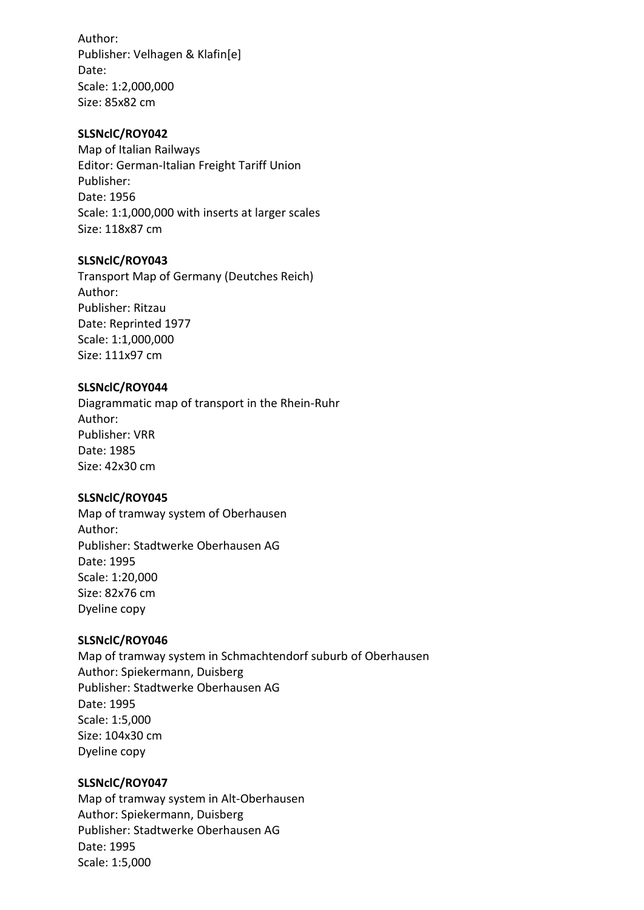Author:
Publisher: Velhagen & Klafin[e]
Date:
Scale: 1:2,000,000
Size: 85x82 cm

**SLSNclC/ROY042**
Map of Italian Railways
Editor: German-Italian Freight Tariff Union
Publisher:
Date: 1956
Scale: 1:1,000,000 with inserts at larger scales
Size: 118x87 cm

**SLSNclC/ROY043**
Transport Map of Germany (Deutches Reich)
Author:
Publisher: Ritzau
Date: Reprinted 1977
Scale: 1:1,000,000
Size: 111x97 cm

**SLSNclC/ROY044**
Diagrammatic map of transport in the Rhein-Ruhr
Author:
Publisher: VRR
Date: 1985
Size: 42x30 cm

**SLSNclC/ROY045**
Map of tramway system of Oberhausen
Author:
Publisher: Stadtwerke Oberhausen AG
Date: 1995
Scale: 1:20,000
Size: 82x76 cm
Dyeline copy

**SLSNclC/ROY046**
Map of tramway system in Schmachtendorf suburb of Oberhausen
Author: Spiekermann, Duisberg
Publisher: Stadtwerke Oberhausen AG
Date: 1995
Scale: 1:5,000
Size: 104x30 cm
Dyeline copy

**SLSNclC/ROY047**
Map of tramway system in Alt-Oberhausen
Author: Spiekermann, Duisberg
Publisher: Stadtwerke Oberhausen AG
Date: 1995
Scale: 1:5,000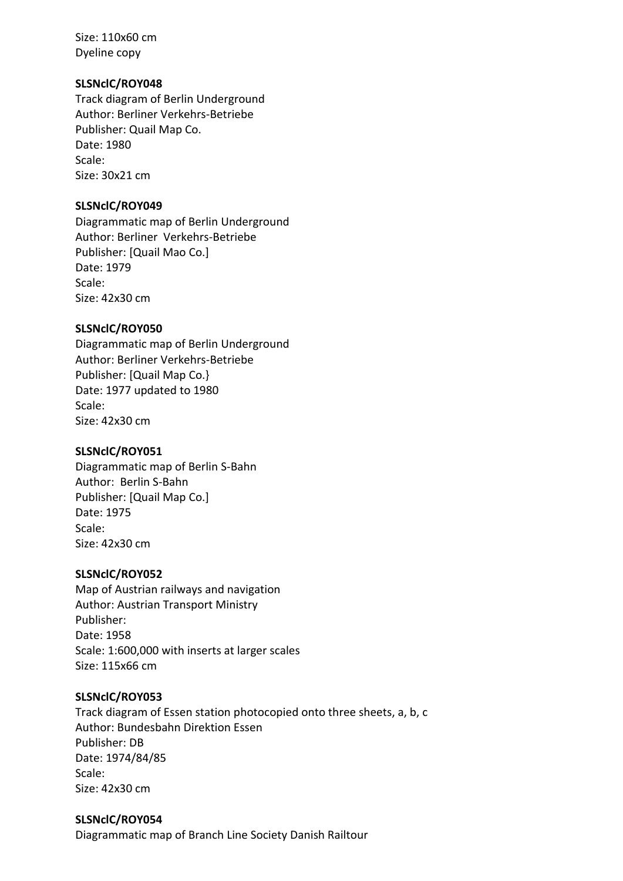Size: 110x60 cm
Dyeline copy

**SLSNclC/ROY048**
Track diagram of Berlin Underground
Author: Berliner Verkehrs-Betriebe
Publisher: Quail Map Co.
Date: 1980
Scale:
Size: 30x21 cm

**SLSNclC/ROY049**
Diagrammatic map of Berlin Underground
Author: Berliner  Verkehrs-Betriebe
Publisher: [Quail Mao Co.]
Date: 1979
Scale:
Size: 42x30 cm

**SLSNclC/ROY050**
Diagrammatic map of Berlin Underground
Author: Berliner Verkehrs-Betriebe
Publisher: [Quail Map Co.}
Date: 1977 updated to 1980
Scale:
Size: 42x30 cm

**SLSNclC/ROY051**
Diagrammatic map of Berlin S-Bahn
Author:  Berlin S-Bahn
Publisher: [Quail Map Co.]
Date: 1975
Scale:
Size: 42x30 cm

**SLSNclC/ROY052**
Map of Austrian railways and navigation
Author: Austrian Transport Ministry
Publisher:
Date: 1958
Scale: 1:600,000 with inserts at larger scales
Size: 115x66 cm

**SLSNclC/ROY053**
Track diagram of Essen station photocopied onto three sheets, a, b, c
Author: Bundesbahn Direktion Essen
Publisher: DB
Date: 1974/84/85
Scale:
Size: 42x30 cm

**SLSNclC/ROY054**
Diagrammatic map of Branch Line Society Danish Railtour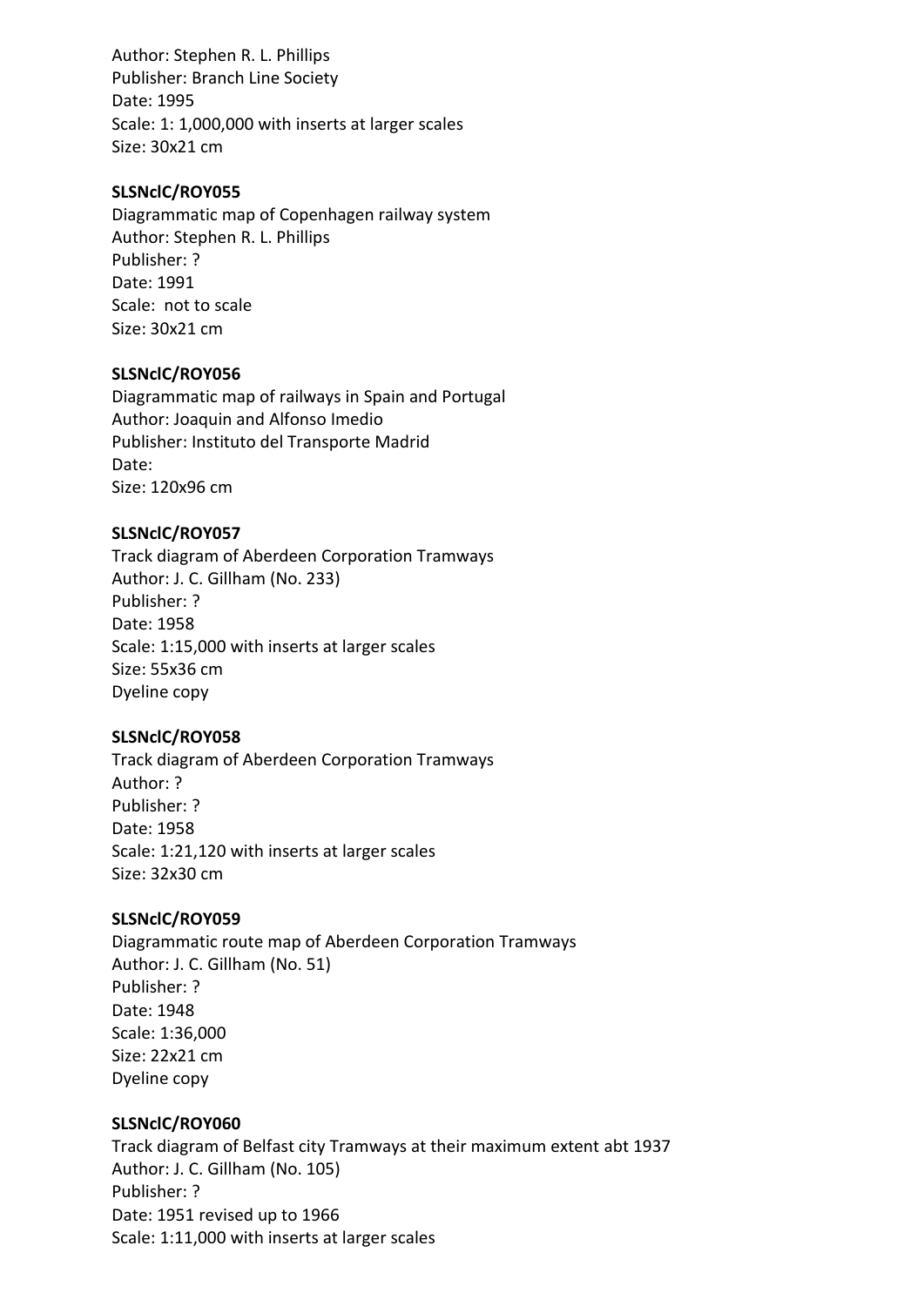Author: Stephen R. L. Phillips
Publisher: Branch Line Society
Date: 1995
Scale: 1: 1,000,000 with inserts at larger scales
Size: 30x21 cm

**SLSNclC/ROY055**
Diagrammatic map of Copenhagen railway system
Author: Stephen R. L. Phillips
Publisher: ?
Date: 1991
Scale: not to scale
Size: 30x21 cm

**SLSNclC/ROY056**
Diagrammatic map of railways in Spain and Portugal
Author: Joaquin and Alfonso Imedio
Publisher: Instituto del Transporte Madrid
Date:
Size: 120x96 cm

**SLSNclC/ROY057**
Track diagram of Aberdeen Corporation Tramways
Author: J. C. Gillham (No. 233)
Publisher: ?
Date: 1958
Scale: 1:15,000 with inserts at larger scales
Size: 55x36 cm
Dyeline copy

**SLSNclC/ROY058**
Track diagram of Aberdeen Corporation Tramways
Author: ?
Publisher: ?
Date: 1958
Scale: 1:21,120 with inserts at larger scales
Size: 32x30 cm

**SLSNclC/ROY059**
Diagrammatic route map of Aberdeen Corporation Tramways
Author: J. C. Gillham (No. 51)
Publisher: ?
Date: 1948
Scale: 1:36,000
Size: 22x21 cm
Dyeline copy

**SLSNclC/ROY060**
Track diagram of Belfast city Tramways at their maximum extent abt 1937
Author: J. C. Gillham (No. 105)
Publisher: ?
Date: 1951 revised up to 1966
Scale: 1:11,000 with inserts at larger scales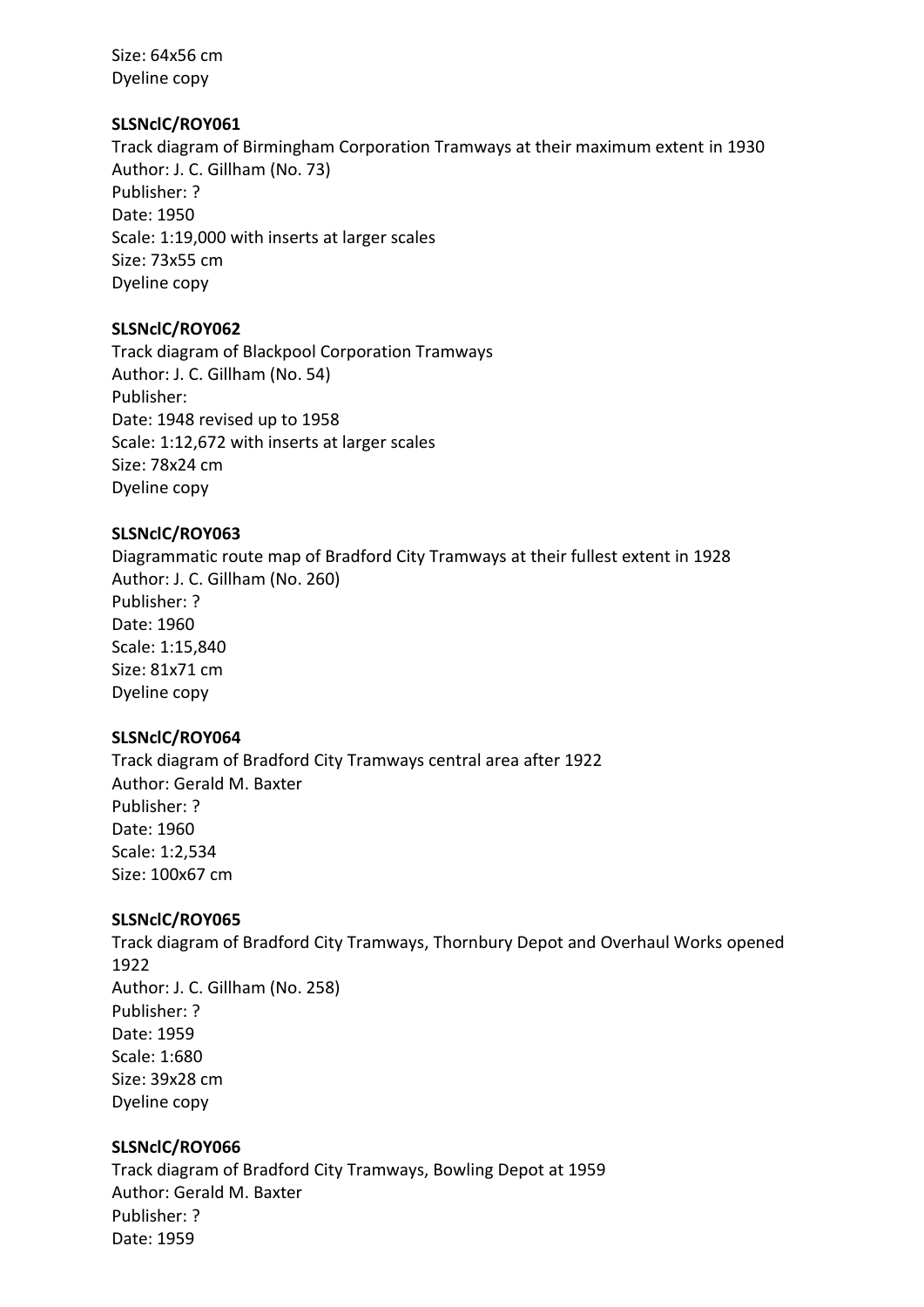Size: 64x56 cm
Dyeline copy

**SLSNclC/ROY061**
Track diagram of Birmingham Corporation Tramways at their maximum extent in 1930
Author: J. C. Gillham (No. 73)
Publisher: ?
Date: 1950
Scale: 1:19,000 with inserts at larger scales
Size: 73x55 cm
Dyeline copy

**SLSNclC/ROY062**
Track diagram of Blackpool Corporation Tramways
Author: J. C. Gillham (No. 54)
Publisher:
Date: 1948 revised up to 1958
Scale: 1:12,672 with inserts at larger scales
Size: 78x24 cm
Dyeline copy

**SLSNclC/ROY063**
Diagrammatic route map of Bradford City Tramways at their fullest extent in 1928
Author: J. C. Gillham (No. 260)
Publisher: ?
Date: 1960
Scale: 1:15,840
Size: 81x71 cm
Dyeline copy

**SLSNclC/ROY064**
Track diagram of Bradford City Tramways central area after 1922
Author: Gerald M. Baxter
Publisher: ?
Date: 1960
Scale: 1:2,534
Size: 100x67 cm

**SLSNclC/ROY065**
Track diagram of Bradford City Tramways, Thornbury Depot and Overhaul Works opened 1922
Author: J. C. Gillham (No. 258)
Publisher: ?
Date: 1959
Scale: 1:680
Size: 39x28 cm
Dyeline copy

**SLSNclC/ROY066**
Track diagram of Bradford City Tramways, Bowling Depot at 1959
Author: Gerald M. Baxter
Publisher: ?
Date: 1959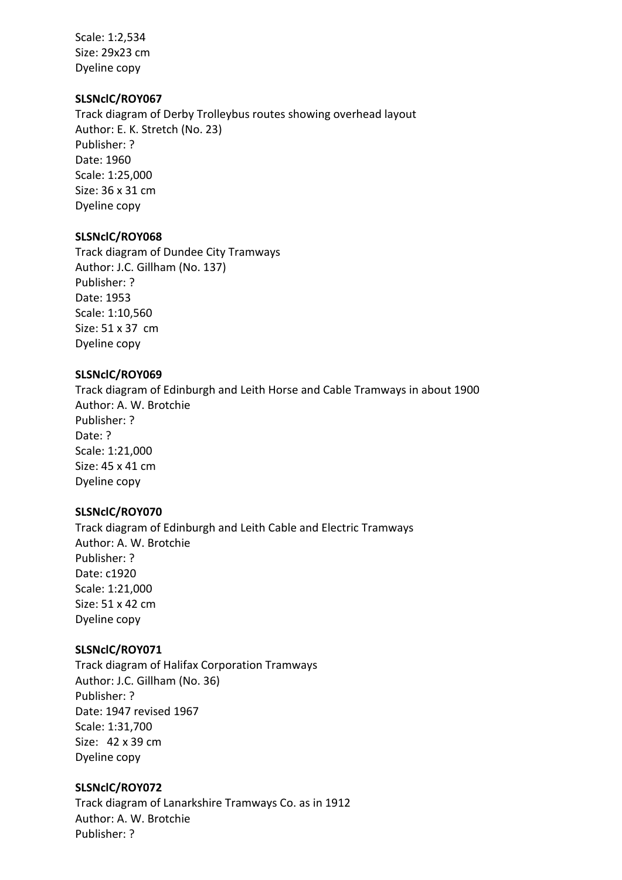Scale: 1:2,534
Size: 29x23 cm
Dyeline copy

**SLSNclC/ROY067**
Track diagram of Derby Trolleybus routes showing overhead layout
Author: E. K. Stretch (No. 23)
Publisher: ?
Date: 1960
Scale: 1:25,000
Size: 36 x 31 cm
Dyeline copy

**SLSNclC/ROY068**
Track diagram of Dundee City Tramways
Author: J.C. Gillham (No. 137)
Publisher: ?
Date: 1953
Scale: 1:10,560
Size: 51 x 37 cm
Dyeline copy

**SLSNclC/ROY069**
Track diagram of Edinburgh and Leith Horse and Cable Tramways in about 1900
Author: A. W. Brotchie
Publisher: ?
Date: ?
Scale: 1:21,000
Size: 45 x 41 cm
Dyeline copy

**SLSNclC/ROY070**
Track diagram of Edinburgh and Leith Cable and Electric Tramways
Author: A. W. Brotchie
Publisher: ?
Date: c1920
Scale: 1:21,000
Size: 51 x 42 cm
Dyeline copy

**SLSNclC/ROY071**
Track diagram of Halifax Corporation Tramways
Author: J.C. Gillham (No. 36)
Publisher: ?
Date: 1947 revised 1967
Scale: 1:31,700
Size: 42 x 39 cm
Dyeline copy

**SLSNclC/ROY072**
Track diagram of Lanarkshire Tramways Co. as in 1912
Author: A. W. Brotchie
Publisher: ?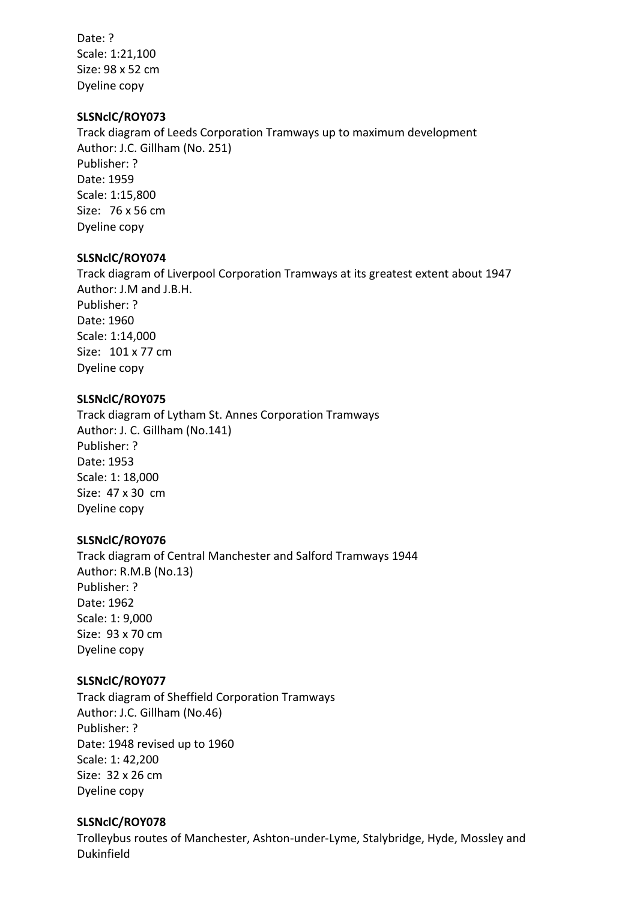Date: ?
Scale: 1:21,100
Size: 98 x 52 cm
Dyeline copy

**SLSNclC/ROY073**
Track diagram of Leeds Corporation Tramways up to maximum development
Author: J.C. Gillham (No. 251)
Publisher: ?
Date: 1959
Scale: 1:15,800
Size: 76 x 56 cm
Dyeline copy

**SLSNclC/ROY074**
Track diagram of Liverpool Corporation Tramways at its greatest extent about 1947
Author: J.M and J.B.H.
Publisher: ?
Date: 1960
Scale: 1:14,000
Size: 101 x 77 cm
Dyeline copy

**SLSNclC/ROY075**
Track diagram of Lytham St. Annes Corporation Tramways
Author: J. C. Gillham (No.141)
Publisher: ?
Date: 1953
Scale: 1: 18,000
Size: 47 x 30 cm
Dyeline copy

**SLSNclC/ROY076**
Track diagram of Central Manchester and Salford Tramways 1944
Author: R.M.B (No.13)
Publisher: ?
Date: 1962
Scale: 1: 9,000
Size: 93 x 70 cm
Dyeline copy

**SLSNclC/ROY077**
Track diagram of Sheffield Corporation Tramways
Author: J.C. Gillham (No.46)
Publisher: ?
Date: 1948 revised up to 1960
Scale: 1: 42,200
Size: 32 x 26 cm
Dyeline copy

**SLSNclC/ROY078**
Trolleybus routes of Manchester, Ashton-under-Lyme, Stalybridge, Hyde, Mossley and Dukinfield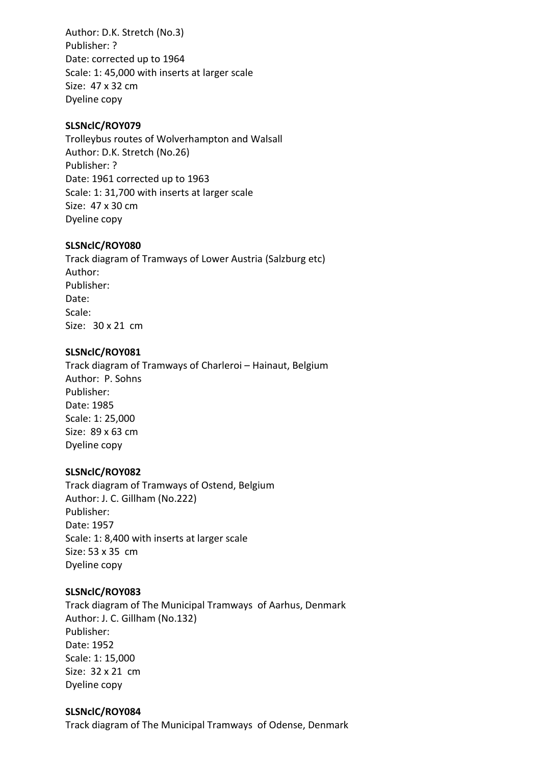Author: D.K. Stretch (No.3)
Publisher: ?
Date: corrected up to 1964
Scale: 1: 45,000 with inserts at larger scale
Size: 47 x 32 cm
Dyeline copy

**SLSNclC/ROY079**
Trolleybus routes of Wolverhampton and Walsall
Author: D.K. Stretch (No.26)
Publisher: ?
Date: 1961 corrected up to 1963
Scale: 1: 31,700 with inserts at larger scale
Size: 47 x 30 cm
Dyeline copy

**SLSNclC/ROY080**
Track diagram of Tramways of Lower Austria (Salzburg etc)
Author:
Publisher:
Date:
Scale:
Size: 30 x 21 cm

**SLSNclC/ROY081**
Track diagram of Tramways of Charleroi – Hainaut, Belgium
Author: P. Sohns
Publisher:
Date: 1985
Scale: 1: 25,000
Size: 89 x 63 cm
Dyeline copy

**SLSNclC/ROY082**
Track diagram of Tramways of Ostend, Belgium
Author: J. C. Gillham (No.222)
Publisher:
Date: 1957
Scale: 1: 8,400 with inserts at larger scale
Size: 53 x 35 cm
Dyeline copy

**SLSNclC/ROY083**
Track diagram of The Municipal Tramways of Aarhus, Denmark
Author: J. C. Gillham (No.132)
Publisher:
Date: 1952
Scale: 1: 15,000
Size: 32 x 21 cm
Dyeline copy

**SLSNclC/ROY084**
Track diagram of The Municipal Tramways of Odense, Denmark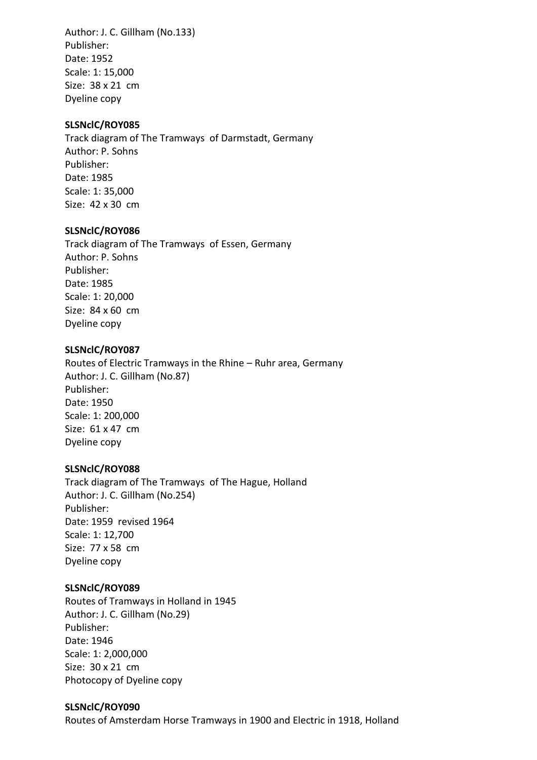Author: J. C. Gillham (No.133)
Publisher:
Date: 1952
Scale: 1: 15,000
Size: 38 x 21 cm
Dyeline copy

**SLSNclC/ROY085**
Track diagram of The Tramways of Darmstadt, Germany
Author: P. Sohns
Publisher:
Date: 1985
Scale: 1: 35,000
Size: 42 x 30 cm

**SLSNclC/ROY086**
Track diagram of The Tramways of Essen, Germany
Author: P. Sohns
Publisher:
Date: 1985
Scale: 1: 20,000
Size: 84 x 60 cm
Dyeline copy

**SLSNclC/ROY087**
Routes of Electric Tramways in the Rhine – Ruhr area, Germany
Author: J. C. Gillham (No.87)
Publisher:
Date: 1950
Scale: 1: 200,000
Size: 61 x 47 cm
Dyeline copy

**SLSNclC/ROY088**
Track diagram of The Tramways of The Hague, Holland
Author: J. C. Gillham (No.254)
Publisher:
Date: 1959 revised 1964
Scale: 1: 12,700
Size: 77 x 58 cm
Dyeline copy

**SLSNclC/ROY089**
Routes of Tramways in Holland in 1945
Author: J. C. Gillham (No.29)
Publisher:
Date: 1946
Scale: 1: 2,000,000
Size: 30 x 21 cm
Photocopy of Dyeline copy

**SLSNclC/ROY090**
Routes of Amsterdam Horse Tramways in 1900 and Electric in 1918, Holland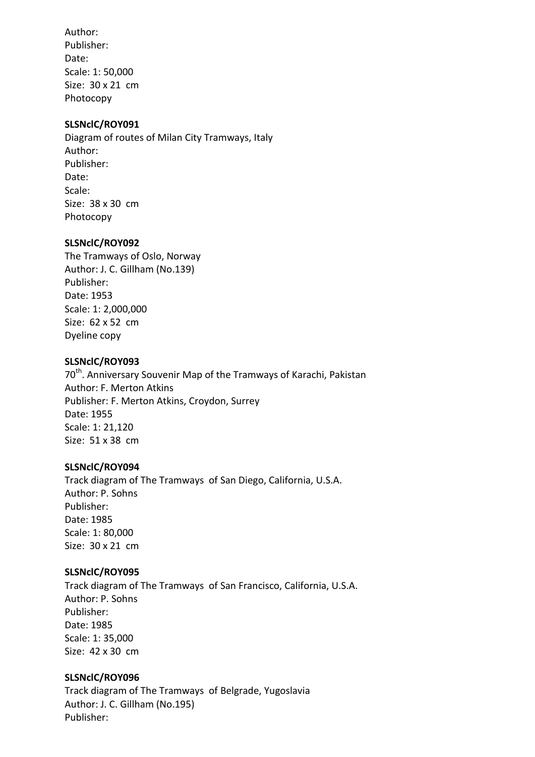Author:
Publisher:
Date:
Scale: 1: 50,000
Size: 30 x 21 cm
Photocopy

**SLSNclC/ROY091**
Diagram of routes of Milan City Tramways, Italy
Author:
Publisher:
Date:
Scale:
Size: 38 x 30 cm
Photocopy

**SLSNclC/ROY092**
The Tramways of Oslo, Norway
Author: J. C. Gillham (No.139)
Publisher:
Date: 1953
Scale: 1: 2,000,000
Size: 62 x 52 cm
Dyeline copy

**SLSNclC/ROY093**
70th. Anniversary Souvenir Map of the Tramways of Karachi, Pakistan
Author: F. Merton Atkins
Publisher: F. Merton Atkins, Croydon, Surrey
Date: 1955
Scale: 1: 21,120
Size: 51 x 38 cm

**SLSNclC/ROY094**
Track diagram of The Tramways of San Diego, California, U.S.A.
Author: P. Sohns
Publisher:
Date: 1985
Scale: 1: 80,000
Size: 30 x 21 cm

**SLSNclC/ROY095**
Track diagram of The Tramways of San Francisco, California, U.S.A.
Author: P. Sohns
Publisher:
Date: 1985
Scale: 1: 35,000
Size: 42 x 30 cm

**SLSNclC/ROY096**
Track diagram of The Tramways of Belgrade, Yugoslavia
Author: J. C. Gillham (No.195)
Publisher: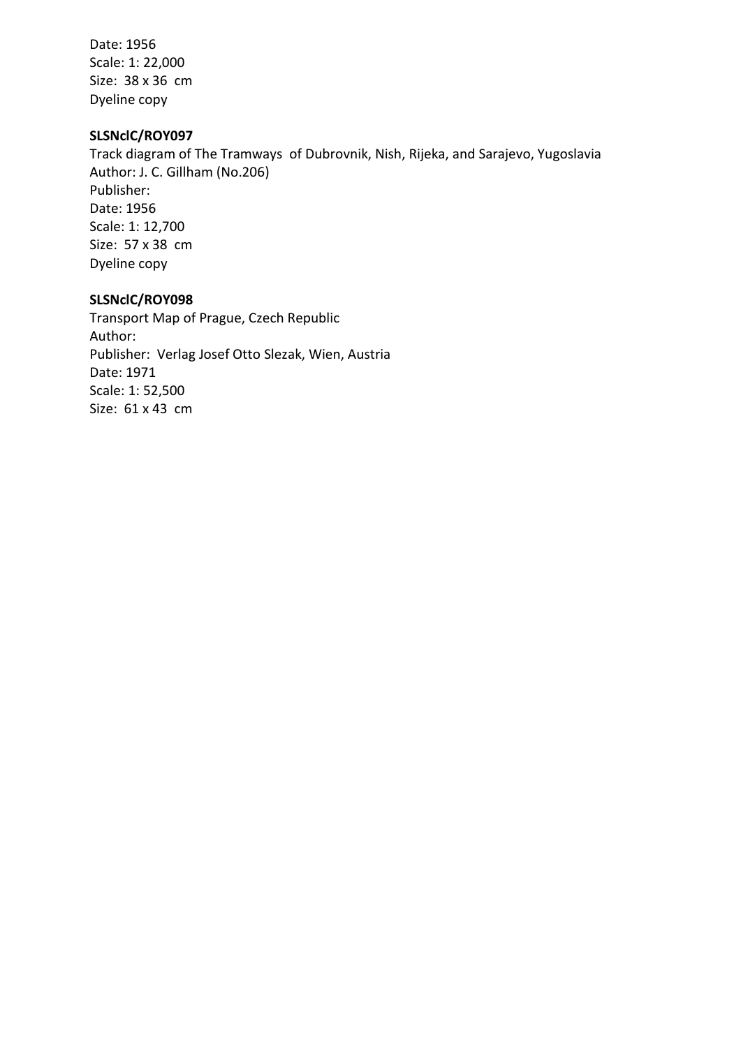Date: 1956
Scale: 1: 22,000
Size: 38 x 36 cm
Dyeline copy

**SLSNclC/ROY097**
Track diagram of The Tramways of Dubrovnik, Nish, Rijeka, and Sarajevo, Yugoslavia
Author: J. C. Gillham (No.206)
Publisher:
Date: 1956
Scale: 1: 12,700
Size: 57 x 38 cm
Dyeline copy

**SLSNclC/ROY098**
Transport Map of Prague, Czech Republic
Author:
Publisher: Verlag Josef Otto Slezak, Wien, Austria
Date: 1971
Scale: 1: 52,500
Size: 61 x 43 cm